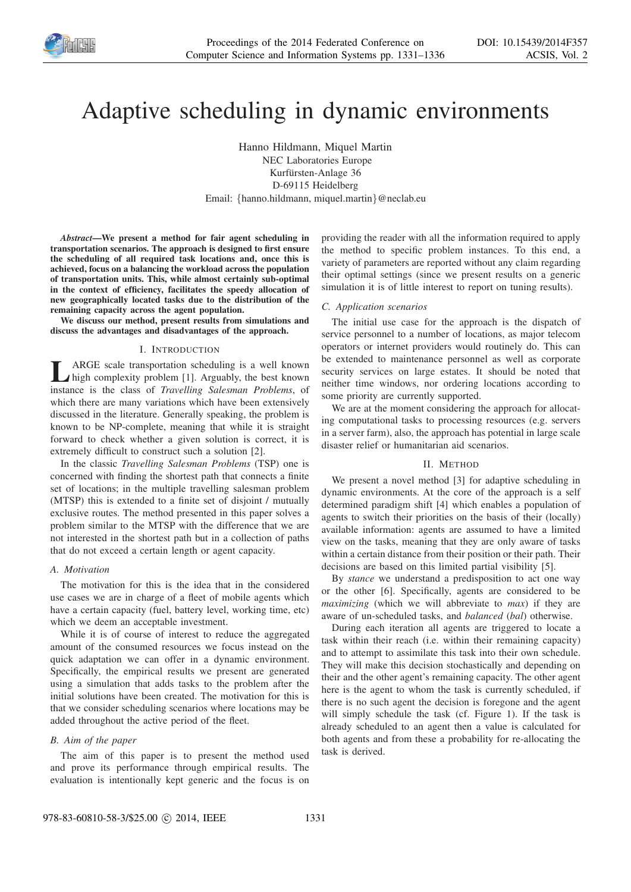# Adaptive scheduling in dynamic environments

Hanno Hildmann, Miquel Martin
NEC Laboratories Europe
Kurfürsten-Anlage 36
D-69115 Heidelberg
Email: {hanno.hildmann, miquel.martin}@neclab.eu

***Abstract*—We present a method for fair agent scheduling in transportation scenarios. The approach is designed to first ensure the scheduling of all required task locations and, once this is achieved, focus on a balancing the workload across the population of transportation units. This, while almost certainly sub-optimal in the context of efficiency, facilitates the speedy allocation of new geographically located tasks due to the distribution of the remaining capacity across the agent population.**

**We discuss our method, present results from simulations and discuss the advantages and disadvantages of the approach.**

## I. Introduction

Large scale transportation scheduling is a well known high complexity problem [1]. Arguably, the best known instance is the class of *Travelling Salesman Problems*, of which there are many variations which have been extensively discussed in the literature. Generally speaking, the problem is known to be NP-complete, meaning that while it is straight forward to check whether a given solution is correct, it is extremely difficult to construct such a solution [2].

In the classic *Travelling Salesman Problems* (TSP) one is concerned with finding the shortest path that connects a finite set of locations; in the multiple travelling salesman problem (MTSP) this is extended to a finite set of disjoint / mutually exclusive routes. The method presented in this paper solves a problem similar to the MTSP with the difference that we are not interested in the shortest path but in a collection of paths that do not exceed a certain length or agent capacity.

### A. Motivation

The motivation for this is the idea that in the considered use cases we are in charge of a fleet of mobile agents which have a certain capacity (fuel, battery level, working time, etc) which we deem an acceptable investment.

While it is of course of interest to reduce the aggregated amount of the consumed resources we focus instead on the quick adaptation we can offer in a dynamic environment. Specifically, the empirical results we present are generated using a simulation that adds tasks to the problem after the initial solutions have been created. The motivation for this is that we consider scheduling scenarios where locations may be added throughout the active period of the fleet.

### B. Aim of the paper

The aim of this paper is to present the method used and prove its performance through empirical results. The evaluation is intentionally kept generic and the focus is on providing the reader with all the information required to apply the method to specific problem instances. To this end, a variety of parameters are reported without any claim regarding their optimal settings (since we present results on a generic simulation it is of little interest to report on tuning results).

### C. Application scenarios

The initial use case for the approach is the dispatch of service personnel to a number of locations, as major telecom operators or internet providers would routinely do. This can be extended to maintenance personnel as well as corporate security services on large estates. It should be noted that neither time windows, nor ordering locations according to some priority are currently supported.

We are at the moment considering the approach for allocating computational tasks to processing resources (e.g. servers in a server farm), also, the approach has potential in large scale disaster relief or humanitarian aid scenarios.

## II. Method

We present a novel method [3] for adaptive scheduling in dynamic environments. At the core of the approach is a self determined paradigm shift [4] which enables a population of agents to switch their priorities on the basis of their (locally) available information: agents are assumed to have a limited view on the tasks, meaning that they are only aware of tasks within a certain distance from their position or their path. Their decisions are based on this limited partial visibility [5].

By *stance* we understand a predisposition to act one way or the other [6]. Specifically, agents are considered to be *maximizing* (which we will abbreviate to *max*) if they are aware of un-scheduled tasks, and *balanced* (*bal*) otherwise.

During each iteration all agents are triggered to locate a task within their reach (i.e. within their remaining capacity) and to attempt to assimilate this task into their own schedule. They will make this decision stochastically and depending on their and the other agent's remaining capacity. The other agent here is the agent to whom the task is currently scheduled, if there is no such agent the decision is foregone and the agent will simply schedule the task (cf. Figure 1). If the task is already scheduled to an agent then a value is calculated for both agents and from these a probability for re-allocating the task is derived.

978-83-60810-58-3/$25.00 © 2014, IEEE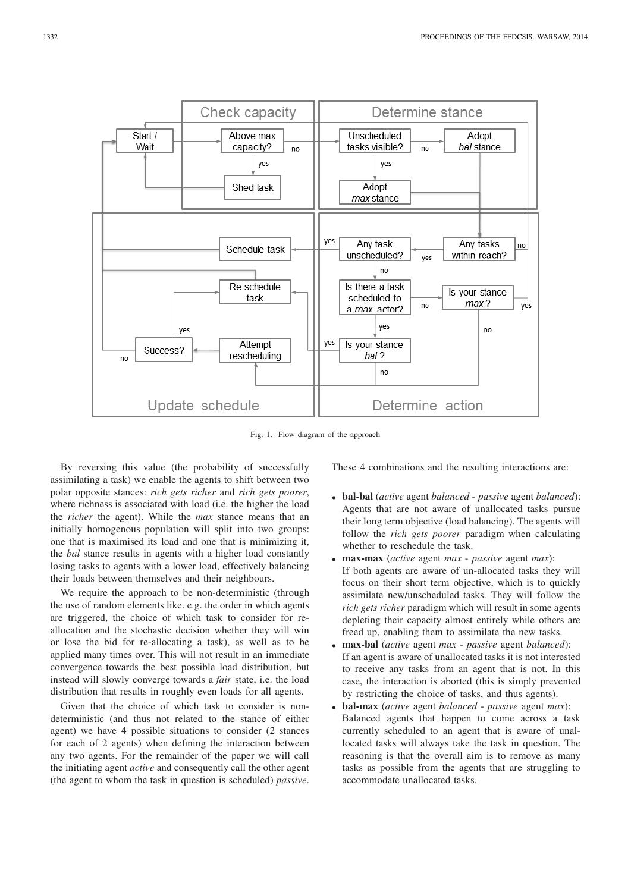Fig. 1. Flow diagram of the approach

By reversing this value (the probability of successfully assimilating a task) we enable the agents to shift between two polar opposite stances: *rich gets richer* and *rich gets poorer*, where richness is associated with load (i.e. the higher the load the *richer* the agent). While the *max* stance means that an initially homogenous population will split into two groups: one that is maximised its load and one that is minimizing it, the *bal* stance results in agents with a higher load constantly losing tasks to agents with a lower load, effectively balancing their loads between themselves and their neighbours.

We require the approach to be non-deterministic (through the use of random elements like. e.g. the order in which agents are triggered, the choice of which task to consider for re-allocation and the stochastic decision whether they will win or lose the bid for re-allocating a task), as well as to be applied many times over. This will not result in an immediate convergence towards the best possible load distribution, but instead will slowly converge towards a *fair* state, i.e. the load distribution that results in roughly even loads for all agents.

Given that the choice of which task to consider is non-deterministic (and thus not related to the stance of either agent) we have 4 possible situations to consider (2 stances for each of 2 agents) when defining the interaction between any two agents. For the remainder of the paper we will call the initiating agent *active* and consequently call the other agent (the agent to whom the task in question is scheduled) *passive*. These 4 combinations and the resulting interactions are:

- **bal-bal** (*active* agent *balanced* - *passive* agent *balanced*): Agents that are not aware of unallocated tasks pursue their long term objective (load balancing). The agents will follow the *rich gets poorer* paradigm when calculating whether to reschedule the task.
- **max-max** (*active* agent *max* - *passive* agent *max*): If both agents are aware of un-allocated tasks they will focus on their short term objective, which is to quickly assimilate new/unscheduled tasks. They will follow the *rich gets richer* paradigm which will result in some agents depleting their capacity almost entirely while others are freed up, enabling them to assimilate the new tasks.
- **max-bal** (*active* agent *max* - *passive* agent *balanced*): If an agent is aware of unallocated tasks it is not interested to receive any tasks from an agent that is not. In this case, the interaction is aborted (this is simply prevented by restricting the choice of tasks, and thus agents).
- **bal-max** (*active* agent *balanced* - *passive* agent *max*): Balanced agents that happen to come across a task currently scheduled to an agent that is aware of unallocated tasks will always take the task in question. The reasoning is that the overall aim is to remove as many tasks as possible from the agents that are struggling to accommodate unallocated tasks.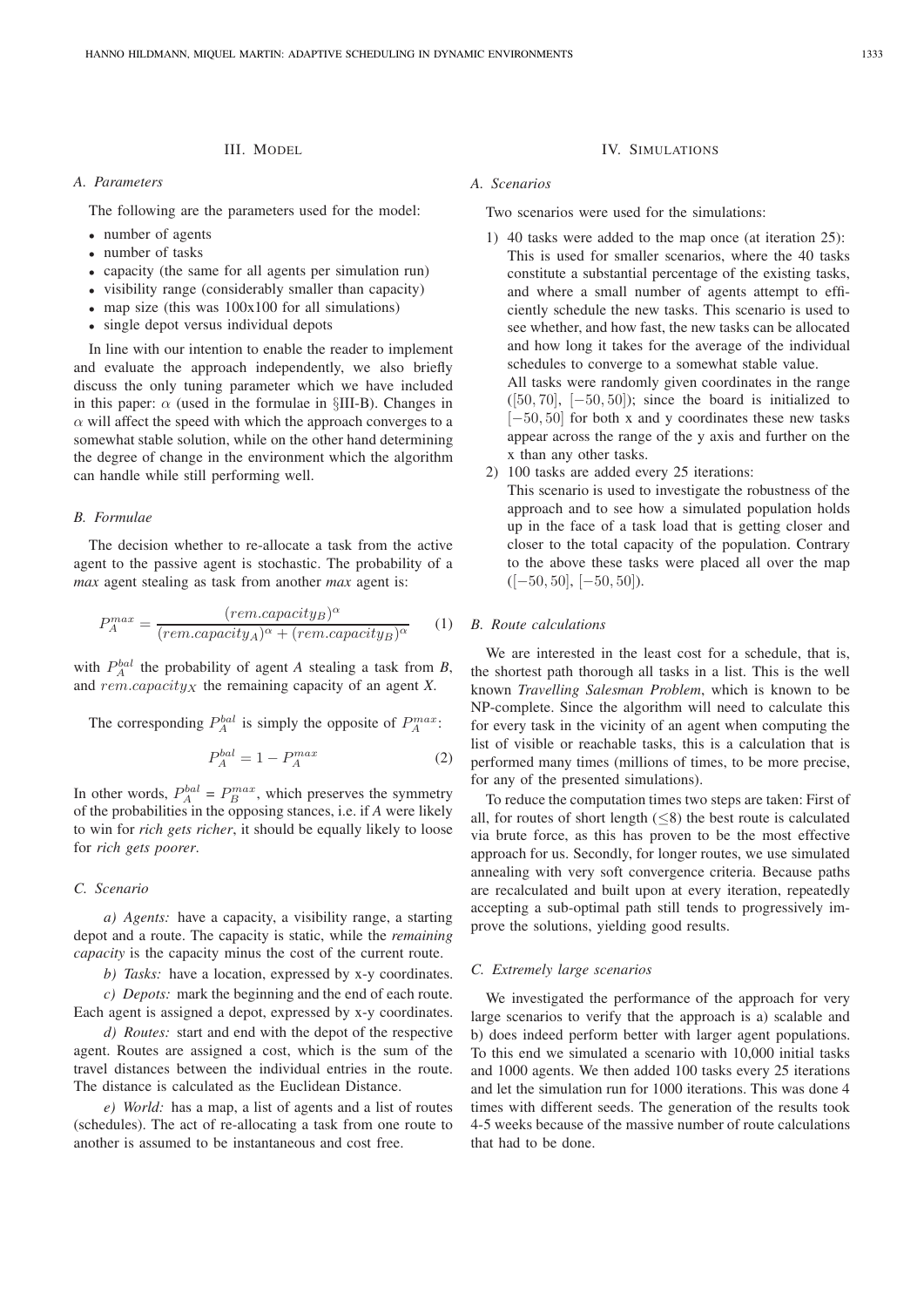## III. Model

### A. Parameters

The following are the parameters used for the model:

- number of agents
- number of tasks
- capacity (the same for all agents per simulation run)
- visibility range (considerably smaller than capacity)
- map size (this was 100x100 for all simulations)
- single depot versus individual depots

In line with our intention to enable the reader to implement and evaluate the approach independently, we also briefly discuss the only tuning parameter which we have included in this paper: $\alpha$ (used in the formulae in §III-B). Changes in $\alpha$ will affect the speed with which the approach converges to a somewhat stable solution, while on the other hand determining the degree of change in the environment which the algorithm can handle while still performing well.

### B. Formulae

The decision whether to re-allocate a task from the active agent to the passive agent is stochastic. The probability of a *max* agent stealing as task from another *max* agent is:

$$P_A^{max} = \frac{(rem.capacity_B)^\alpha}{(rem.capacity_A)^\alpha + (rem.capacity_B)^\alpha} \quad (1)$$

with $P_A^{bal}$ the probability of agent *A* stealing a task from *B*, and $rem.capacity_X$ the remaining capacity of an agent *X*.

The corresponding $P_A^{bal}$ is simply the opposite of $P_A^{max}$:

$$P_A^{bal} = 1 - P_A^{max} \quad (2)$$

In other words, $P_A^{bal} = P_B^{max}$, which preserves the symmetry of the probabilities in the opposing stances, i.e. if *A* were likely to win for *rich gets richer*, it should be equally likely to loose for *rich gets poorer*.

### C. Scenario

*a) Agents:* have a capacity, a visibility range, a starting depot and a route. The capacity is static, while the *remaining capacity* is the capacity minus the cost of the current route.

*b) Tasks:* have a location, expressed by x-y coordinates.

*c) Depots:* mark the beginning and the end of each route. Each agent is assigned a depot, expressed by x-y coordinates.

*d) Routes:* start and end with the depot of the respective agent. Routes are assigned a cost, which is the sum of the travel distances between the individual entries in the route. The distance is calculated as the Euclidean Distance.

*e) World:* has a map, a list of agents and a list of routes (schedules). The act of re-allocating a task from one route to another is assumed to be instantaneous and cost free.

## IV. Simulations

### A. Scenarios

Two scenarios were used for the simulations:

1) 40 tasks were added to the map once (at iteration 25): This is used for smaller scenarios, where the 40 tasks constitute a substantial percentage of the existing tasks, and where a small number of agents attempt to efficiently schedule the new tasks. This scenario is used to see whether, and how fast, the new tasks can be allocated and how long it takes for the average of the individual schedules to converge to a somewhat stable value.
   All tasks were randomly given coordinates in the range $([50, 70], [-50, 50])$; since the board is initialized to $[-50, 50]$ for both x and y coordinates these new tasks appear across the range of the y axis and further on the x than any other tasks.
2) 100 tasks are added every 25 iterations:
   This scenario is used to investigate the robustness of the approach and to see how a simulated population holds up in the face of a task load that is getting closer and closer to the total capacity of the population. Contrary to the above these tasks were placed all over the map $([-50, 50], [-50, 50])$.

### B. Route calculations

We are interested in the least cost for a schedule, that is, the shortest path thorough all tasks in a list. This is the well known *Travelling Salesman Problem*, which is known to be NP-complete. Since the algorithm will need to calculate this for every task in the vicinity of an agent when computing the list of visible or reachable tasks, this is a calculation that is performed many times (millions of times, to be more precise, for any of the presented simulations).

To reduce the computation times two steps are taken: First of all, for routes of short length ($\leq$8) the best route is calculated via brute force, as this has proven to be the most effective approach for us. Secondly, for longer routes, we use simulated annealing with very soft convergence criteria. Because paths are recalculated and built upon at every iteration, repeatedly accepting a sub-optimal path still tends to progressively improve the solutions, yielding good results.

### C. Extremely large scenarios

We investigated the performance of the approach for very large scenarios to verify that the approach is a) scalable and b) does indeed perform better with larger agent populations. To this end we simulated a scenario with 10,000 initial tasks and 1000 agents. We then added 100 tasks every 25 iterations and let the simulation run for 1000 iterations. This was done 4 times with different seeds. The generation of the results took 4-5 weeks because of the massive number of route calculations that had to be done.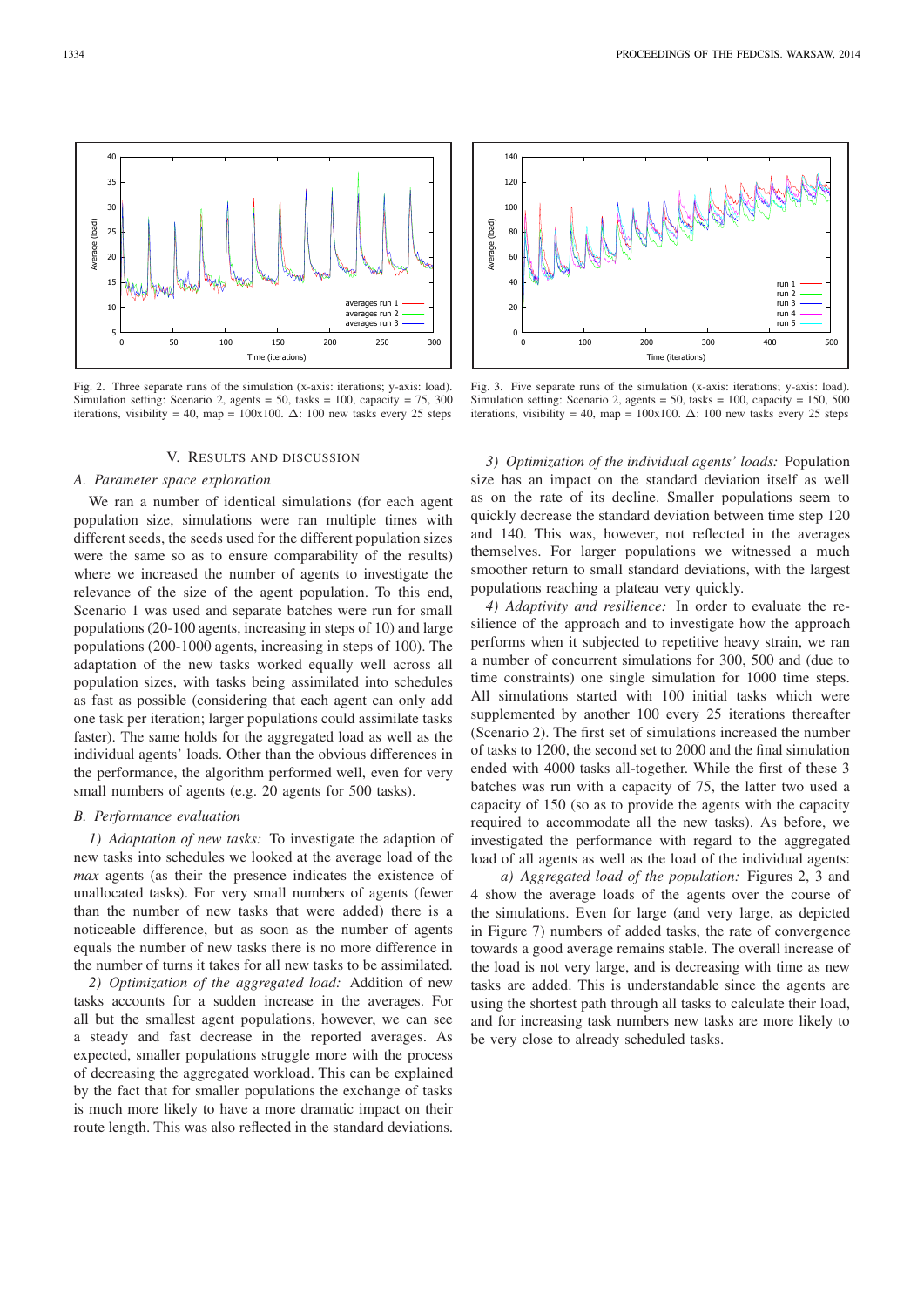Fig. 2. Three separate runs of the simulation (x-axis: iterations; y-axis: load). Simulation setting: Scenario 2, agents = 50, tasks = 100, capacity = 75, 300 iterations, visibility = 40, map = 100x100. Δ: 100 new tasks every 25 steps

Fig. 3. Five separate runs of the simulation (x-axis: iterations; y-axis: load). Simulation setting: Scenario 2, agents = 50, tasks = 100, capacity = 150, 500 iterations, visibility = 40, map = 100x100. Δ: 100 new tasks every 25 steps

## V. Results and Discussion

### A. Parameter space exploration

We ran a number of identical simulations (for each agent population size, simulations were ran multiple times with different seeds, the seeds used for the different population sizes were the same so as to ensure comparability of the results) where we increased the number of agents to investigate the relevance of the size of the agent population. To this end, Scenario 1 was used and separate batches were run for small populations (20-100 agents, increasing in steps of 10) and large populations (200-1000 agents, increasing in steps of 100). The adaptation of the new tasks worked equally well across all population sizes, with tasks being assimilated into schedules as fast as possible (considering that each agent can only add one task per iteration; larger populations could assimilate tasks faster). The same holds for the aggregated load as well as the individual agents' loads. Other than the obvious differences in the performance, the algorithm performed well, even for very small numbers of agents (e.g. 20 agents for 500 tasks).

### B. Performance evaluation

*1) Adaptation of new tasks:* To investigate the adaption of new tasks into schedules we looked at the average load of the *max* agents (as their the presence indicates the existence of unallocated tasks). For very small numbers of agents (fewer than the number of new tasks that were added) there is a noticeable difference, but as soon as the number of agents equals the number of new tasks there is no more difference in the number of turns it takes for all new tasks to be assimilated.

*2) Optimization of the aggregated load:* Addition of new tasks accounts for a sudden increase in the averages. For all but the smallest agent populations, however, we can see a steady and fast decrease in the reported averages. As expected, smaller populations struggle more with the process of decreasing the aggregated workload. This can be explained by the fact that for smaller populations the exchange of tasks is much more likely to have a more dramatic impact on their route length. This was also reflected in the standard deviations.

*3) Optimization of the individual agents' loads:* Population size has an impact on the standard deviation itself as well as on the rate of its decline. Smaller populations seem to quickly decrease the standard deviation between time step 120 and 140. This was, however, not reflected in the averages themselves. For larger populations we witnessed a much smoother return to small standard deviations, with the largest populations reaching a plateau very quickly.

*4) Adaptivity and resilience:* In order to evaluate the resilience of the approach and to investigate how the approach performs when it subjected to repetitive heavy strain, we ran a number of concurrent simulations for 300, 500 and (due to time constraints) one single simulation for 1000 time steps. All simulations started with 100 initial tasks which were supplemented by another 100 every 25 iterations thereafter (Scenario 2). The first set of simulations increased the number of tasks to 1200, the second set to 2000 and the final simulation ended with 4000 tasks all-together. While the first of these 3 batches was run with a capacity of 75, the latter two used a capacity of 150 (so as to provide the agents with the capacity required to accommodate all the new tasks). As before, we investigated the performance with regard to the aggregated load of all agents as well as the load of the individual agents:

*a) Aggregated load of the population:* Figures 2, 3 and 4 show the average loads of the agents over the course of the simulations. Even for large (and very large, as depicted in Figure 7) numbers of added tasks, the rate of convergence towards a good average remains stable. The overall increase of the load is not very large, and is decreasing with time as new tasks are added. This is understandable since the agents are using the shortest path through all tasks to calculate their load, and for increasing task numbers new tasks are more likely to be very close to already scheduled tasks.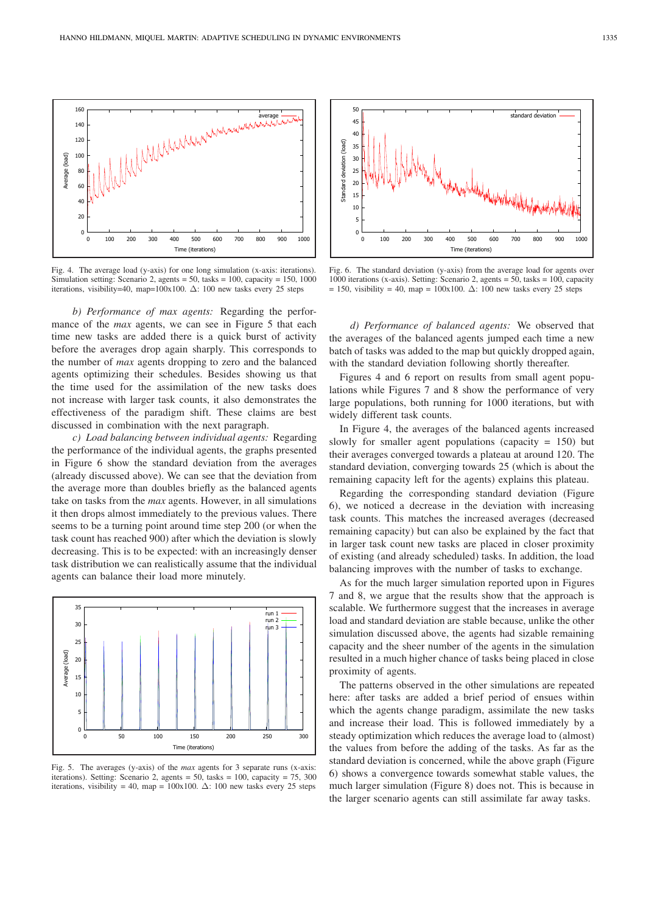Fig. 4. The average load (y-axis) for one long simulation (x-axis: iterations). Simulation setting: Scenario 2, agents = 50, tasks = 100, capacity = 150, 1000 iterations, visibility=40, map=100x100. $\Delta$: 100 new tasks every 25 steps

*b) Performance of max agents:* Regarding the performance of the *max* agents, we can see in Figure 5 that each time new tasks are added there is a quick burst of activity before the averages drop again sharply. This corresponds to the number of *max* agents dropping to zero and the balanced agents optimizing their schedules. Besides showing us that the time used for the assimilation of the new tasks does not increase with larger task counts, it also demonstrates the effectiveness of the paradigm shift. These claims are best discussed in combination with the next paragraph.

*c) Load balancing between individual agents:* Regarding the performance of the individual agents, the graphs presented in Figure 6 show the standard deviation from the averages (already discussed above). We can see that the deviation from the average more than doubles briefly as the balanced agents take on tasks from the *max* agents. However, in all simulations it then drops almost immediately to the previous values. There seems to be a turning point around time step 200 (or when the task count has reached 900) after which the deviation is slowly decreasing. This is to be expected: with an increasingly denser task distribution we can realistically assume that the individual agents can balance their load more minutely.

Fig. 5. The averages (y-axis) of the *max* agents for 3 separate runs (x-axis: iterations). Setting: Scenario 2, agents = 50, tasks = 100, capacity = 75, 300 iterations, visibility = 40, map = 100x100. $\Delta$: 100 new tasks every 25 steps

Fig. 6. The standard deviation (y-axis) from the average load for agents over 1000 iterations (x-axis). Setting: Scenario 2, agents = 50, tasks = 100, capacity = 150, visibility = 40, map = 100x100. $\Delta$: 100 new tasks every 25 steps

*d) Performance of balanced agents:* We observed that the averages of the balanced agents jumped each time a new batch of tasks was added to the map but quickly dropped again, with the standard deviation following shortly thereafter.

Figures 4 and 6 report on results from small agent populations while Figures 7 and 8 show the performance of very large populations, both running for 1000 iterations, but with widely different task counts.

In Figure 4, the averages of the balanced agents increased slowly for smaller agent populations (capacity = 150) but their averages converged towards a plateau at around 120. The standard deviation, converging towards 25 (which is about the remaining capacity left for the agents) explains this plateau.

Regarding the corresponding standard deviation (Figure 6), we noticed a decrease in the deviation with increasing task counts. This matches the increased averages (decreased remaining capacity) but can also be explained by the fact that in larger task count new tasks are placed in closer proximity of existing (and already scheduled) tasks. In addition, the load balancing improves with the number of tasks to exchange.

As for the much larger simulation reported upon in Figures 7 and 8, we argue that the results show that the approach is scalable. We furthermore suggest that the increases in average load and standard deviation are stable because, unlike the other simulation discussed above, the agents had sizable remaining capacity and the sheer number of the agents in the simulation resulted in a much higher chance of tasks being placed in close proximity of agents.

The patterns observed in the other simulations are repeated here: after tasks are added a brief period of ensues within which the agents change paradigm, assimilate the new tasks and increase their load. This is followed immediately by a steady optimization which reduces the average load to (almost) the values from before the adding of the tasks. As far as the standard deviation is concerned, while the above graph (Figure 6) shows a convergence towards somewhat stable values, the much larger simulation (Figure 8) does not. This is because in the larger scenario agents can still assimilate far away tasks.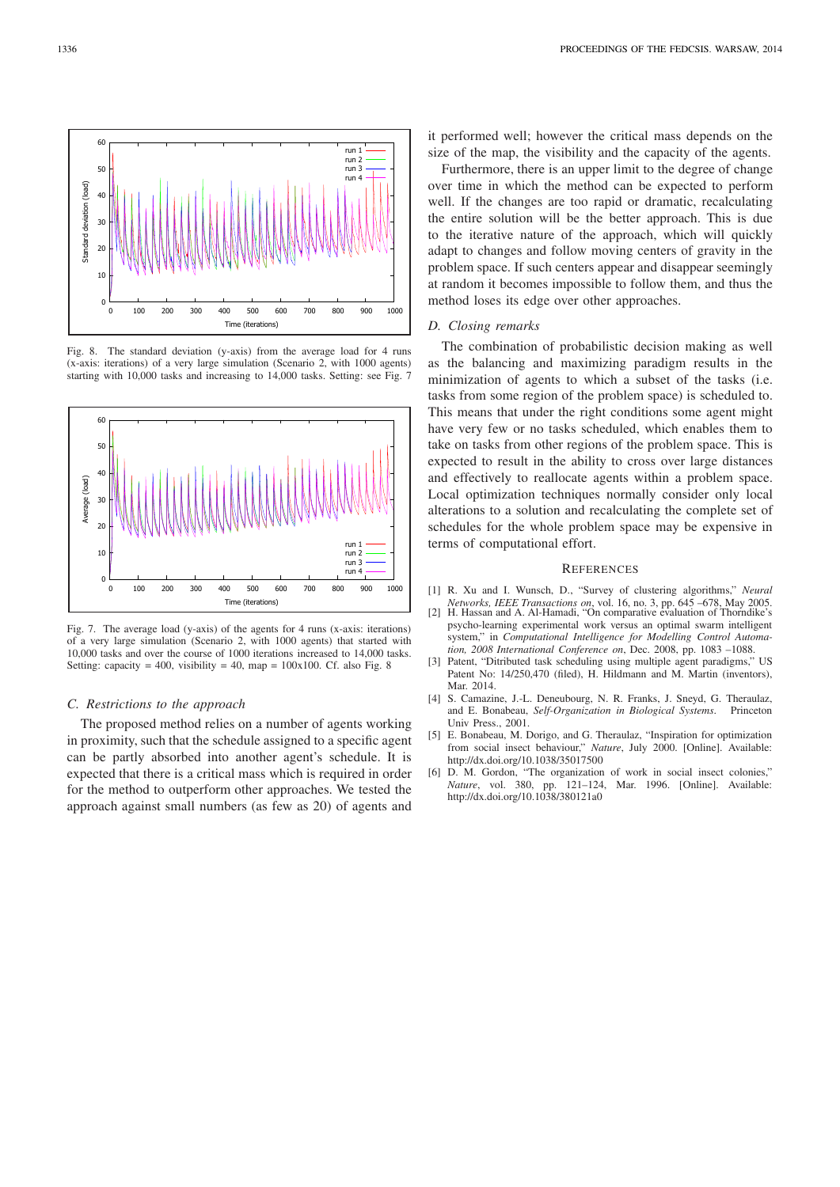60
50
40
30
20
10
0
0 100 200 300 400 500 600 700 800 900 1000
Standard deviation (load)
Time (iterations)
run 1
run 2
run 3
run 4

Fig. 8. The standard deviation (y-axis) from the average load for 4 runs (x-axis: iterations) of a very large simulation (Scenario 2, with 1000 agents) starting with 10,000 tasks and increasing to 14,000 tasks. Setting: see Fig. 7

60
50
40
30
20
10
0
0 100 200 300 400 500 600 700 800 900 1000
Average (load)
Time (iterations)
run 1
run 2
run 3
run 4

Fig. 7. The average load (y-axis) of the agents for 4 runs (x-axis: iterations) of a very large simulation (Scenario 2, with 1000 agents) that started with 10,000 tasks and over the course of 1000 iterations increased to 14,000 tasks. Setting: capacity = 400, visibility = 40, map = 100x100. Cf. also Fig. 8

### *C. Restrictions to the approach*

The proposed method relies on a number of agents working in proximity, such that the schedule assigned to a specific agent can be partly absorbed into another agent's schedule. It is expected that there is a critical mass which is required in order for the method to outperform other approaches. We tested the approach against small numbers (as few as 20) of agents and it performed well; however the critical mass depends on the size of the map, the visibility and the capacity of the agents.

Furthermore, there is an upper limit to the degree of change over time in which the method can be expected to perform well. If the changes are too rapid or dramatic, recalculating the entire solution will be the better approach. This is due to the iterative nature of the approach, which will quickly adapt to changes and follow moving centers of gravity in the problem space. If such centers appear and disappear seemingly at random it becomes impossible to follow them, and thus the method loses its edge over other approaches.

### *D. Closing remarks*

The combination of probabilistic decision making as well as the balancing and maximizing paradigm results in the minimization of agents to which a subset of the tasks (i.e. tasks from some region of the problem space) is scheduled to. This means that under the right conditions some agent might have very few or no tasks scheduled, which enables them to take on tasks from other regions of the problem space. This is expected to result in the ability to cross over large distances and effectively to reallocate agents within a problem space. Local optimization techniques normally consider only local alterations to a solution and recalculating the complete set of schedules for the whole problem space may be expensive in terms of computational effort.

## REFERENCES

[1] R. Xu and I. Wunsch, D., "Survey of clustering algorithms," *Neural Networks, IEEE Transactions on*, vol. 16, no. 3, pp. 645 –678, May 2005.

[2] H. Hassan and A. Al-Hamadi, "On comparative evaluation of Thorndike's psycho-learning experimental work versus an optimal swarm intelligent system," in *Computational Intelligence for Modelling Control Automation, 2008 International Conference on*, Dec. 2008, pp. 1083 –1088.

[3] Patent, "Ditributed task scheduling using multiple agent paradigms," US Patent No: 14/250,470 (filed), H. Hildmann and M. Martin (inventors), Mar. 2014.

[4] S. Camazine, J.-L. Deneubourg, N. R. Franks, J. Sneyd, G. Theraulaz, and E. Bonabeau, *Self-Organization in Biological Systems*. Princeton Univ Press., 2001.

[5] E. Bonabeau, M. Dorigo, and G. Theraulaz, "Inspiration for optimization from social insect behaviour," *Nature*, July 2000. [Online]. Available: http://dx.doi.org/10.1038/35017500

[6] D. M. Gordon, "The organization of work in social insect colonies," *Nature*, vol. 380, pp. 121–124, Mar. 1996. [Online]. Available: http://dx.doi.org/10.1038/380121a0